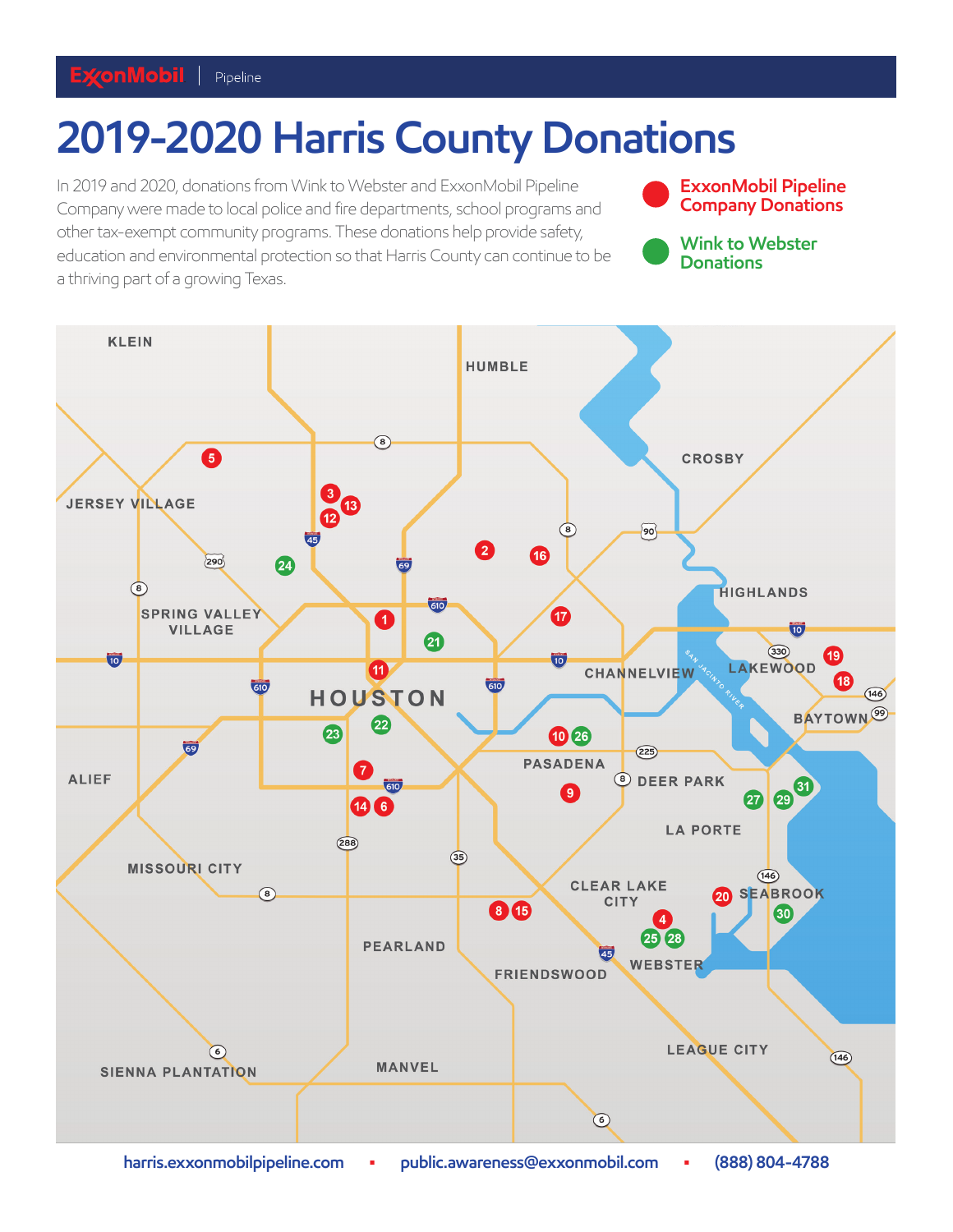ExxonMobil | Pipeline

# 2019-2020 Harris County Donations

In 2019 and 2020, donations from Wink to Webster and ExxonMobil Pipeline Company were made to local police and fire departments, school programs and other tax-exempt community programs. These donations help provide safety, education and environmental protection so that Harris County can continue to be a thriving part of a growing Texas.

ExxonMobil Pipeline Company Donations

Wink to Webster Donations

KLEIN
HUMBLE
CROSBY
JERSEY VILLAGE
SPRING VALLEY VILLAGE
HIGHLANDS
LAKEWOOD
CHANNELVIEW
HOUSTON
BAYTOWN
PASADENA
DEER PARK
ALIEF
LA PORTE
MISSOURI CITY
CLEAR LAKE CITY
SEABROOK
PEARLAND
WEBSTER
FRIENDSWOOD
LEAGUE CITY
SIENNA PLANTATION
MANVEL
SAN JACINTO RIVER

1 2 3 4 5 6 7 8 9 10 11 12 13 14 15 16 17 18 19 20 21 22 23 24 25 26 27 28 29 30 31

harris.exxonmobilpipeline.com ▪ public.awareness@exxonmobil.com ▪ (888) 804-4788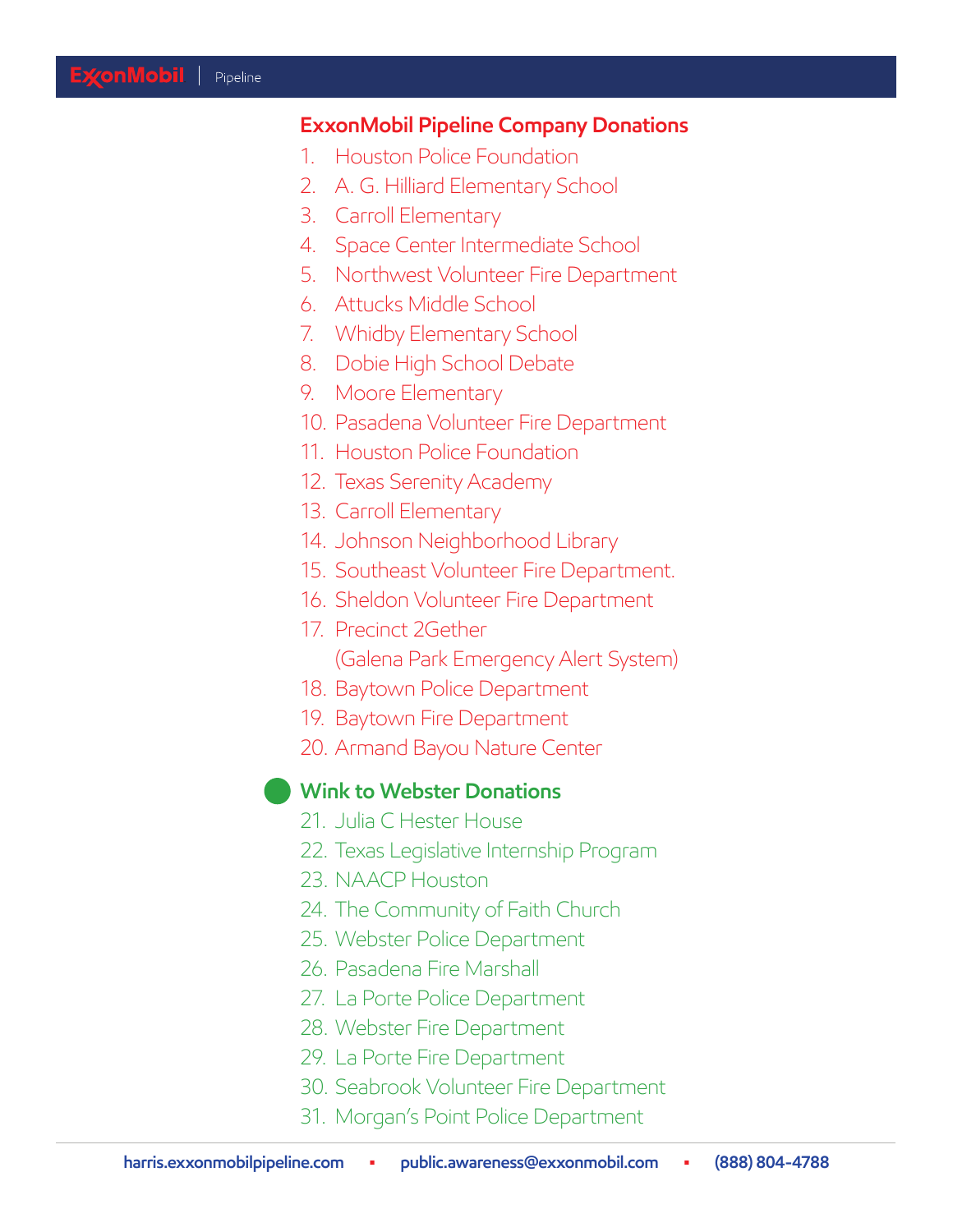## ExxonMobil Pipeline Company Donations

1. Houston Police Foundation
2. A. G. Hilliard Elementary School
3. Carroll Elementary
4. Space Center Intermediate School
5. Northwest Volunteer Fire Department
6. Attucks Middle School
7. Whidby Elementary School
8. Dobie High School Debate
9. Moore Elementary
10. Pasadena Volunteer Fire Department
11. Houston Police Foundation
12. Texas Serenity Academy
13. Carroll Elementary
14. Johnson Neighborhood Library
15. Southeast Volunteer Fire Department.
16. Sheldon Volunteer Fire Department
17. Precinct 2Gether (Galena Park Emergency Alert System)
18. Baytown Police Department
19. Baytown Fire Department
20. Armand Bayou Nature Center

## Wink to Webster Donations

21. Julia C Hester House
22. Texas Legislative Internship Program
23. NAACP Houston
24. The Community of Faith Church
25. Webster Police Department
26. Pasadena Fire Marshall
27. La Porte Police Department
28. Webster Fire Department
29. La Porte Fire Department
30. Seabrook Volunteer Fire Department
31. Morgan's Point Police Department

harris.exxonmobilpipeline.com ▪ public.awareness@exxonmobil.com ▪ (888) 804-4788